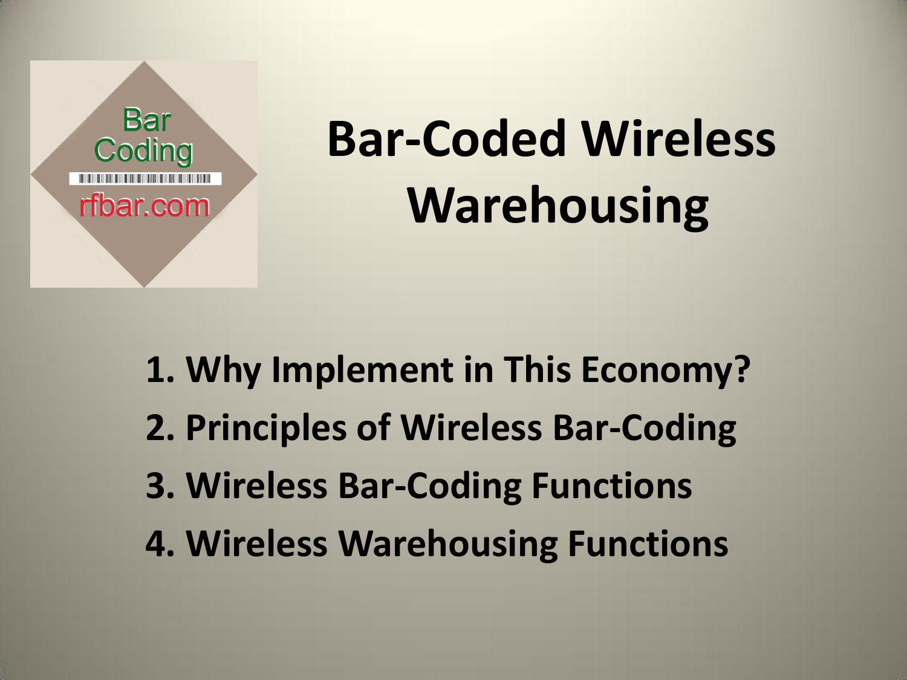Bar Coding

rfbar.com

# Bar-Coded Wireless Warehousing

1. Why Implement in This Economy?
2. Principles of Wireless Bar-Coding
3. Wireless Bar-Coding Functions
4. Wireless Warehousing Functions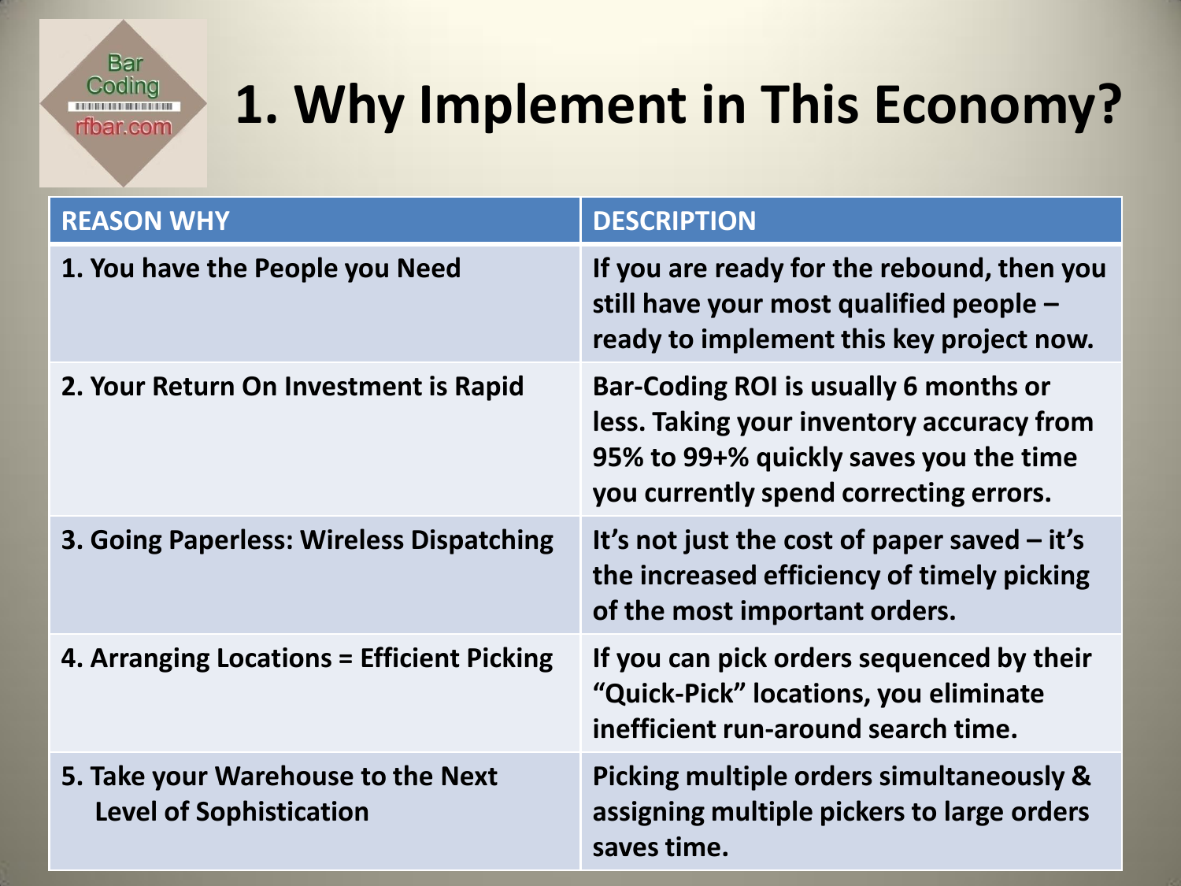# 1. Why Implement in This Economy?

| REASON WHY | DESCRIPTION |
| --- | --- |
| 1. You have the People you Need | If you are ready for the rebound, then you still have your most qualified people – ready to implement this key project now. |
| 2. Your Return On Investment is Rapid | Bar-Coding ROI is usually 6 months or less. Taking your inventory accuracy from 95% to 99+% quickly saves you the time you currently spend correcting errors. |
| 3. Going Paperless: Wireless Dispatching | It's not just the cost of paper saved – it's the increased efficiency of timely picking of the most important orders. |
| 4. Arranging Locations = Efficient Picking | If you can pick orders sequenced by their "Quick-Pick" locations, you eliminate inefficient run-around search time. |
| 5. Take your Warehouse to the Next Level of Sophistication | Picking multiple orders simultaneously & assigning multiple pickers to large orders saves time. |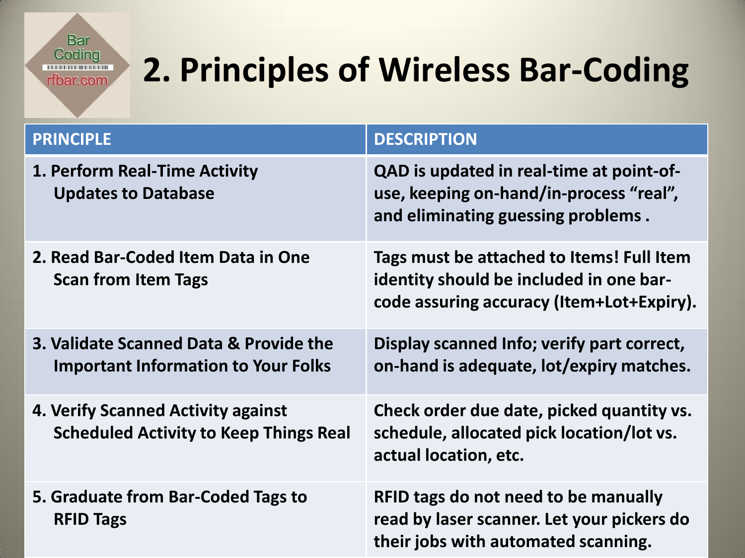# 2. Principles of Wireless Bar-Coding

| PRINCIPLE | DESCRIPTION |
| --- | --- |
| 1. Perform Real-Time Activity Updates to Database | QAD is updated in real-time at point-of-use, keeping on-hand/in-process "real", and eliminating guessing problems . |
| 2. Read Bar-Coded Item Data in One Scan from Item Tags | Tags must be attached to Items! Full Item identity should be included in one bar-code assuring accuracy (Item+Lot+Expiry). |
| 3. Validate Scanned Data & Provide the Important Information to Your Folks | Display scanned Info; verify part correct, on-hand is adequate, lot/expiry matches. |
| 4. Verify Scanned Activity against Scheduled Activity to Keep Things Real | Check order due date, picked quantity vs. schedule, allocated pick location/lot vs. actual location, etc. |
| 5. Graduate from Bar-Coded Tags to RFID Tags | RFID tags do not need to be manually read by laser scanner. Let your pickers do their jobs with automated scanning. |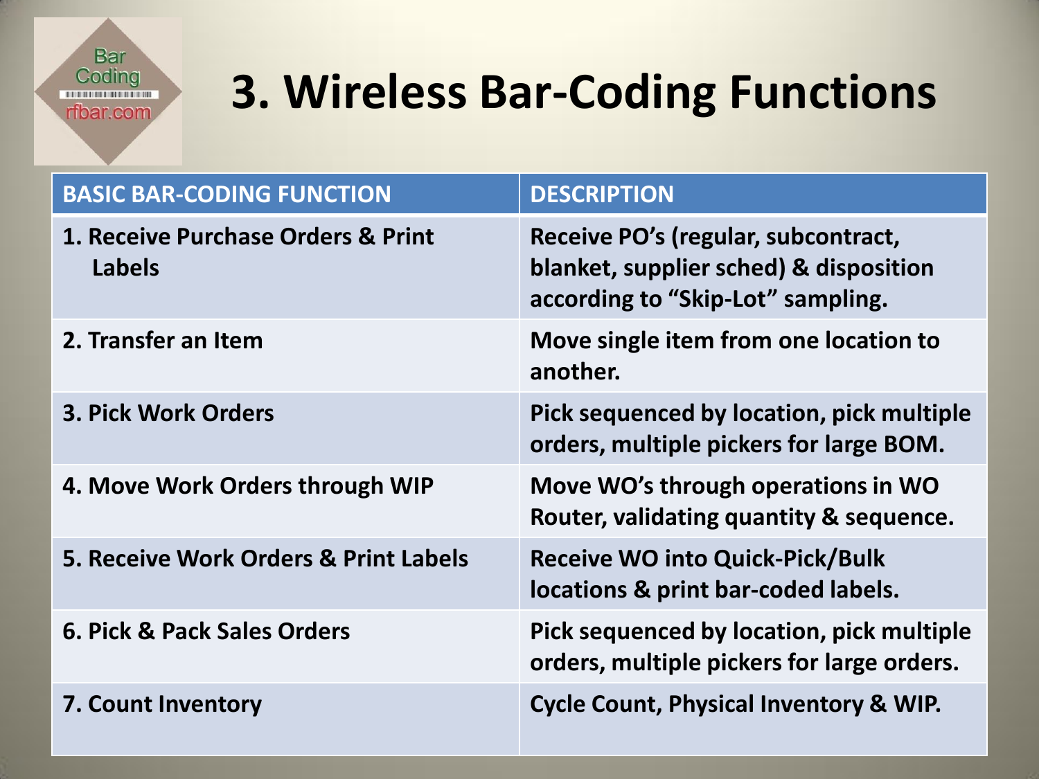# 3. Wireless Bar-Coding Functions

| BASIC BAR-CODING FUNCTION | DESCRIPTION |
|---|---|
| 1. Receive Purchase Orders & Print Labels | Receive PO's (regular, subcontract, blanket, supplier sched) & disposition according to "Skip-Lot" sampling. |
| 2. Transfer an Item | Move single item from one location to another. |
| 3. Pick Work Orders | Pick sequenced by location, pick multiple orders, multiple pickers for large BOM. |
| 4. Move Work Orders through WIP | Move WO's through operations in WO Router, validating quantity & sequence. |
| 5. Receive Work Orders & Print Labels | Receive WO into Quick-Pick/Bulk locations & print bar-coded labels. |
| 6. Pick & Pack Sales Orders | Pick sequenced by location, pick multiple orders, multiple pickers for large orders. |
| 7. Count Inventory | Cycle Count, Physical Inventory & WIP. |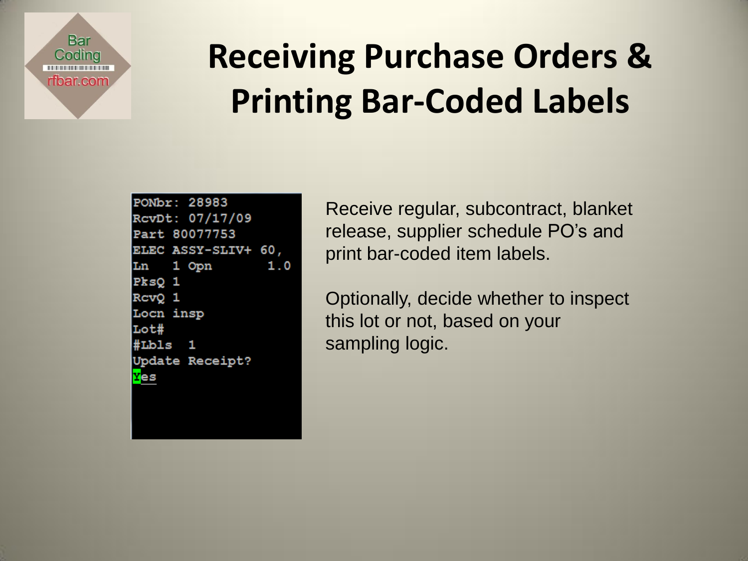# Receiving Purchase Orders & Printing Bar-Coded Labels

```
PONbr: 28983
RcvDt: 07/17/09
Part 80077753
ELEC ASSY-SLIV+ 60,
Ln    1 Opn       1.0
PksQ 1
RcvQ 1
Locn insp
Lot#
#Lbls  1
Update Receipt?
Yes
```

Receive regular, subcontract, blanket release, supplier schedule PO's and print bar-coded item labels.

Optionally, decide whether to inspect this lot or not, based on your sampling logic.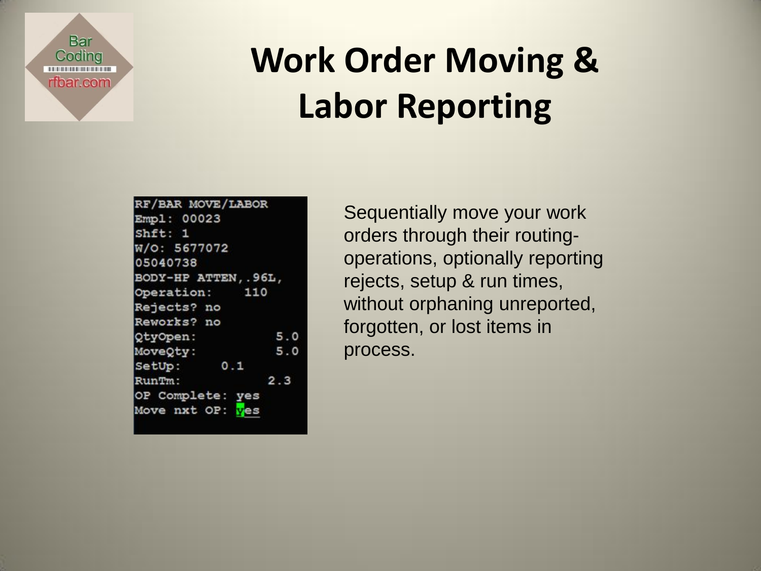# Work Order Moving & Labor Reporting

```
RF/BAR MOVE/LABOR
Empl: 00023
Shft: 1
W/O: 5677072
05040738
BODY-HP ATTEN,.96L,
Operation:    110
Rejects? no
Reworks? no
QtyOpen:          5.0
MoveQty:          5.0
SetUp:     0.1
RunTm:           2.3
OP Complete: yes
Move nxt OP: yes
```

Sequentially move your work orders through their routing-operations, optionally reporting rejects, setup & run times, without orphaning unreported, forgotten, or lost items in process.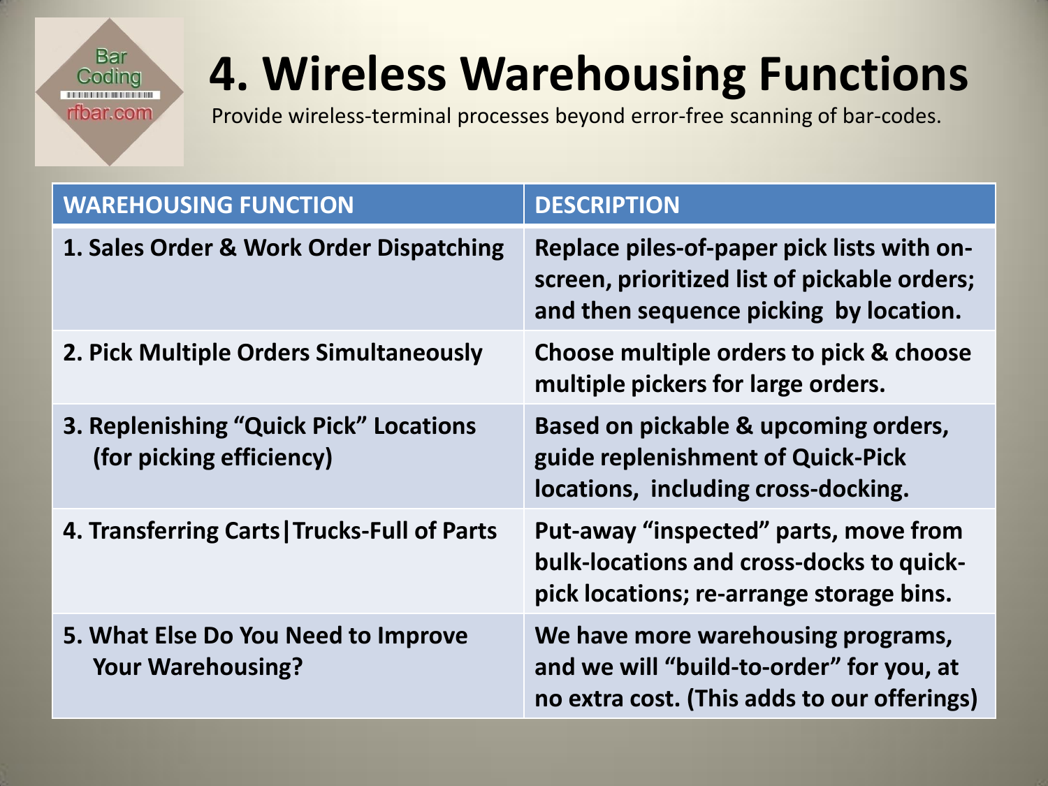Bar Coding rfbar.com

# 4. Wireless Warehousing Functions

Provide wireless-terminal processes beyond error-free scanning of bar-codes.

| WAREHOUSING FUNCTION | DESCRIPTION |
|---|---|
| **1. Sales Order & Work Order Dispatching** | **Replace piles-of-paper pick lists with on-screen, prioritized list of pickable orders; and then sequence picking by location.** |
| **2. Pick Multiple Orders Simultaneously** | **Choose multiple orders to pick & choose multiple pickers for large orders.** |
| **3. Replenishing "Quick Pick" Locations (for picking efficiency)** | **Based on pickable & upcoming orders, guide replenishment of Quick-Pick locations, including cross-docking.** |
| **4. Transferring Carts\|Trucks-Full of Parts** | **Put-away "inspected" parts, move from bulk-locations and cross-docks to quick-pick locations; re-arrange storage bins.** |
| **5. What Else Do You Need to Improve Your Warehousing?** | **We have more warehousing programs, and we will "build-to-order" for you, at no extra cost. (This adds to our offerings)** |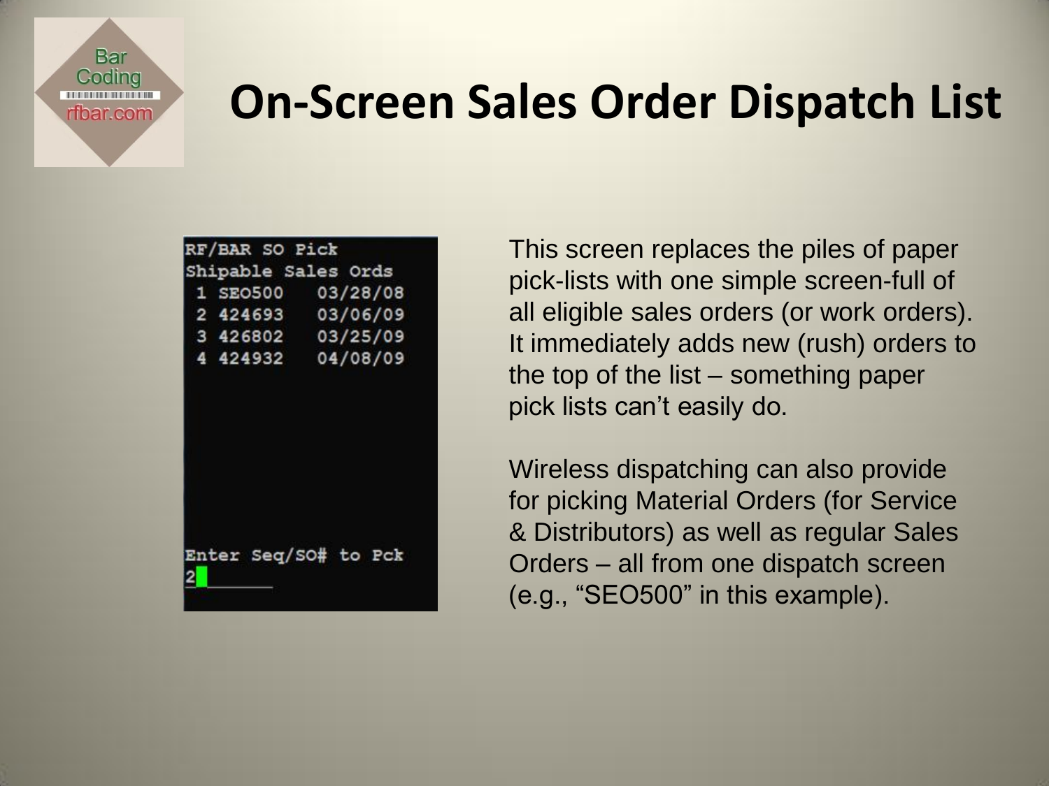# On-Screen Sales Order Dispatch List

```
RF/BAR SO Pick
Shipable Sales Ords
 1 SEO500   03/28/08
 2 424693   03/06/09
 3 426802   03/25/09
 4 424932   04/08/09






Enter Seq/SO# to Pck
2
```

This screen replaces the piles of paper pick-lists with one simple screen-full of all eligible sales orders (or work orders). It immediately adds new (rush) orders to the top of the list – something paper pick lists can't easily do.

Wireless dispatching can also provide for picking Material Orders (for Service & Distributors) as well as regular Sales Orders – all from one dispatch screen (e.g., "SEO500" in this example).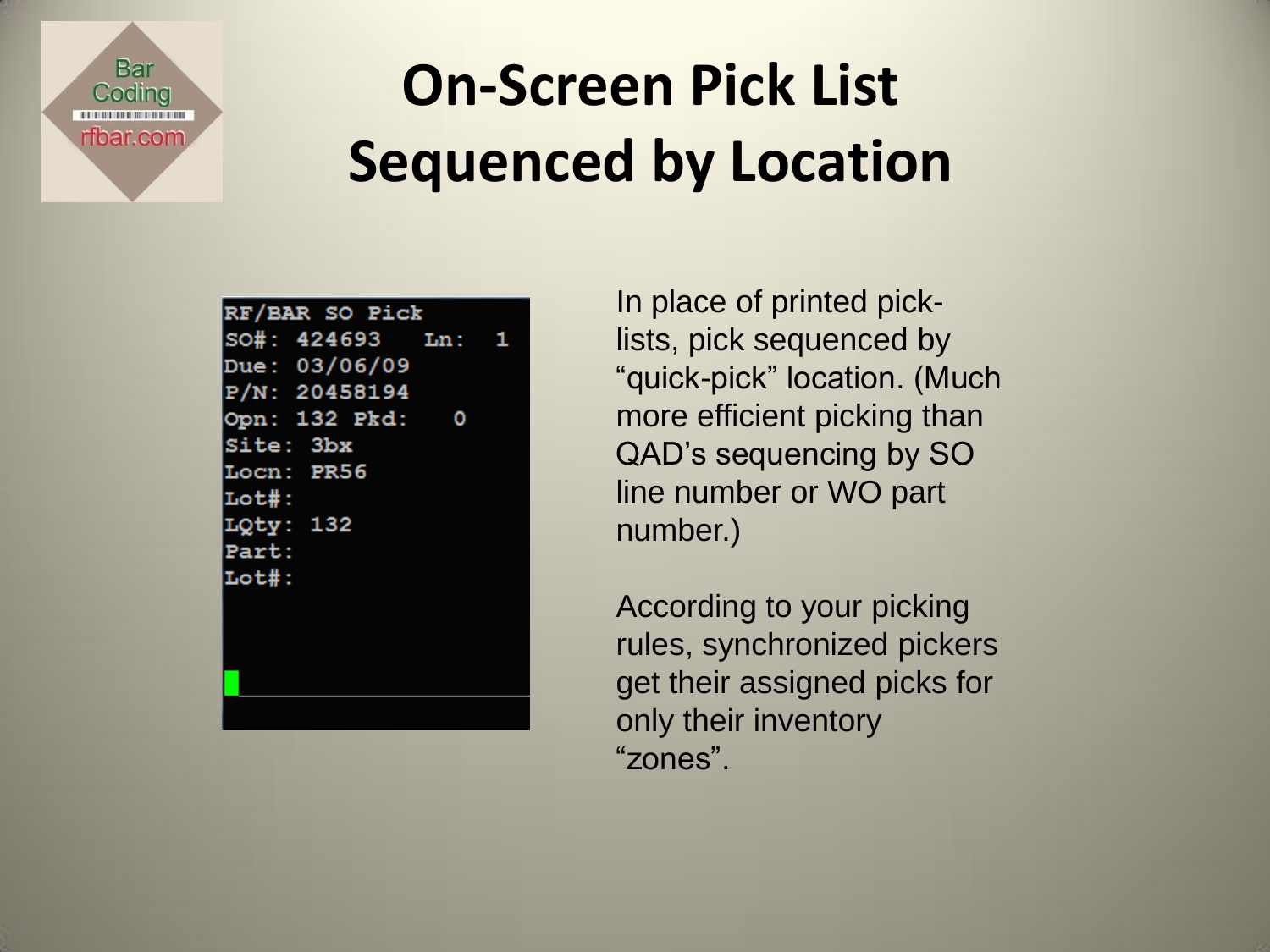# On-Screen Pick List Sequenced by Location

```
RF/BAR SO Pick
SO#: 424693   Ln:  1
Due: 03/06/09
P/N: 20458194
Opn: 132 Pkd:   0
Site: 3bx
Locn: PR56
Lot#:
LQty: 132
Part:
Lot#:
```

In place of printed pick-lists, pick sequenced by "quick-pick" location. (Much more efficient picking than QAD's sequencing by SO line number or WO part number.)

According to your picking rules, synchronized pickers get their assigned picks for only their inventory "zones".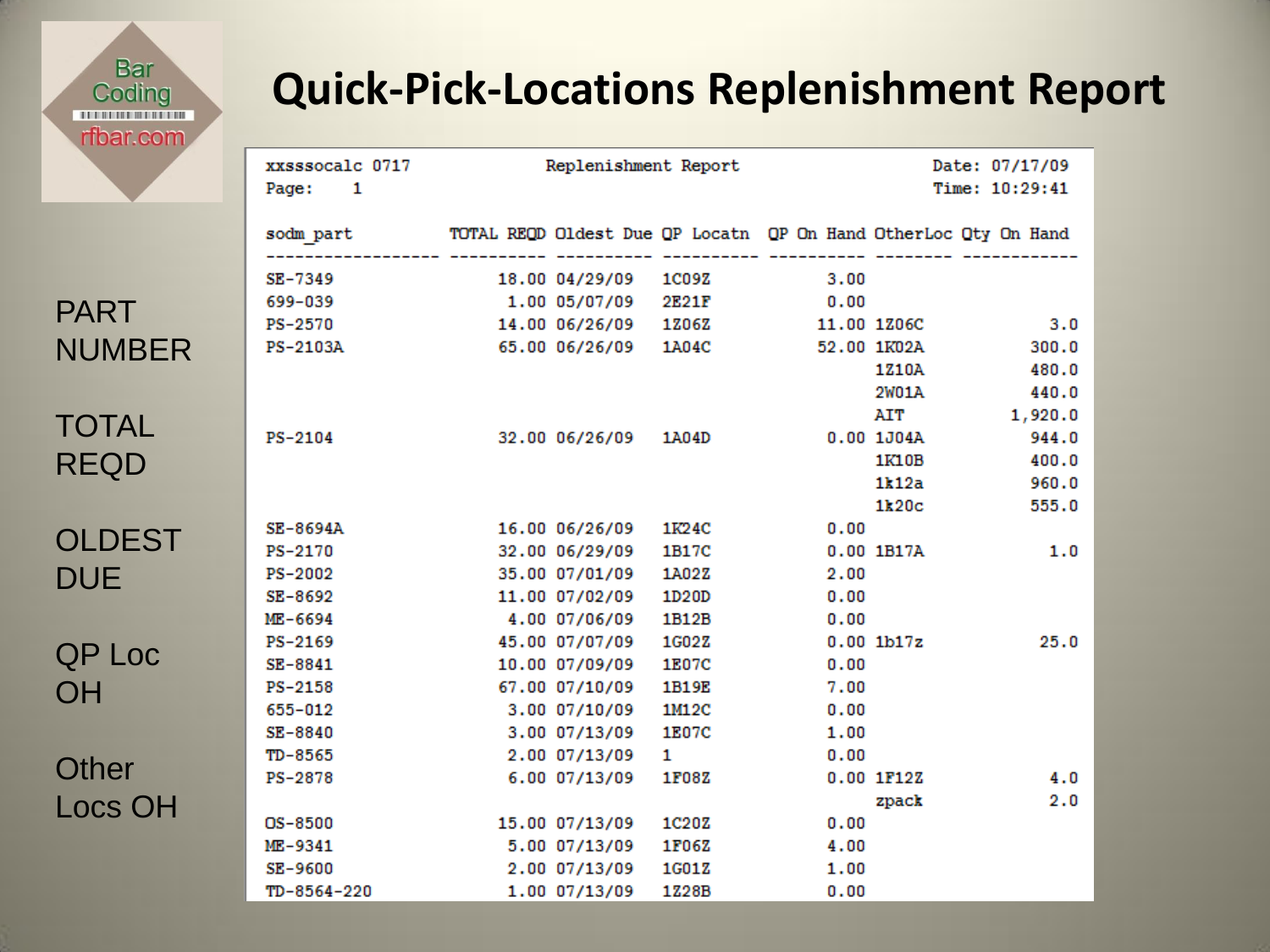# Quick-Pick-Locations Replenishment Report

Bar Coding
rfbar.com

PARTNUMBER

TOTAL REQD

OLDEST DUE

QP Loc OH

Other Locs OH

```
xxsssocalc 0717              Replenishment Report                    Date: 07/17/09
Page:    1                                                           Time: 10:29:41

sodm_part          TOTAL REQD Oldest Due QP Locatn  QP On Hand OtherLoc Qty On Hand
------------------ ---------- ---------- ---------- ---------- -------- ------------
SE-7349                 18.00 04/29/09   1C09Z            3.00
699-039                  1.00 05/07/09   2E21F            0.00
PS-2570                 14.00 06/26/09   1Z06Z           11.00 1Z06C             3.0
PS-2103A                65.00 06/26/09   1A04C           52.00 1K02A           300.0
                                                               1Z10A           480.0
                                                               2W01A           440.0
                                                               AIT           1,920.0
PS-2104                 32.00 06/26/09   1A04D            0.00 1J04A           944.0
                                                               1K10B           400.0
                                                               1k12a           960.0
                                                               1k20c           555.0
SE-8694A                16.00 06/26/09   1K24C            0.00
PS-2170                 32.00 06/29/09   1B17C            0.00 1B17A             1.0
PS-2002                 35.00 07/01/09   1A02Z            2.00
SE-8692                 11.00 07/02/09   1D20D            0.00
ME-6694                  4.00 07/06/09   1B12B            0.00
PS-2169                 45.00 07/07/09   1G02Z            0.00 1b17z            25.0
SE-8841                 10.00 07/09/09   1E07C            0.00
PS-2158                 67.00 07/10/09   1B19E            7.00
655-012                  3.00 07/10/09   1M12C            0.00
SE-8840                  3.00 07/13/09   1E07C            1.00
TD-8565                  2.00 07/13/09   1                0.00
PS-2878                  6.00 07/13/09   1F08Z            0.00 1F12Z             4.0
                                                               zpack             2.0
OS-8500                 15.00 07/13/09   1C20Z            0.00
ME-9341                  5.00 07/13/09   1F06Z            4.00
SE-9600                  2.00 07/13/09   1G01Z            1.00
TD-8564-220              1.00 07/13/09   1Z28B            0.00
```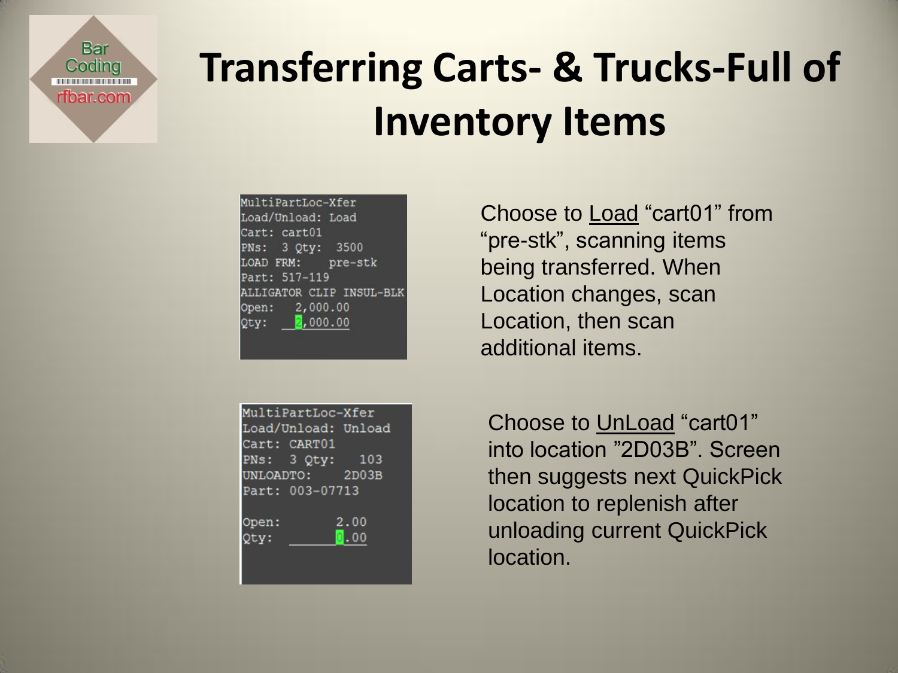# Transferring Carts- & Trucks-Full of Inventory Items

```
MultiPartLoc-Xfer
Load/Unload: Load
Cart: cart01
PNs:  3 Qty:  3500
LOAD FRM:    pre-stk
Part: 517-119
ALLIGATOR CLIP INSUL-BLK
Open:    2,000.00
Qty:   __2,000.00
```

Choose to <u>Load</u> “cart01” from “pre-stk”, scanning items being transferred. When Location changes, scan Location, then scan additional items.

```
MultiPartLoc-Xfer
Load/Unload: Unload
Cart: CART01
PNs:  3 Qty:   103
UNLOADTO:    2D03B
Part: 003-07713

Open:         2.00
Qty:   _______0.00
```

Choose to <u>UnLoad</u> “cart01” into location ”2D03B”. Screen then suggests next QuickPick location to replenish after unloading current QuickPick location.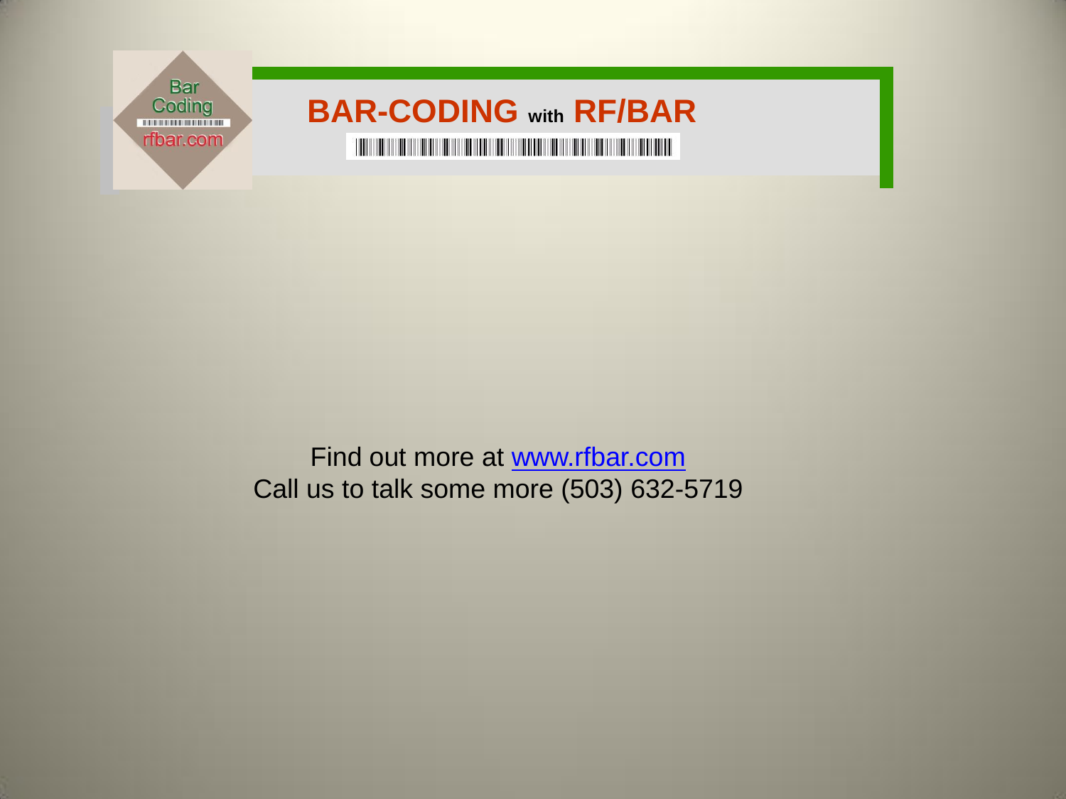# BAR-CODING with RF/BAR

Find out more at www.rfbar.com
Call us to talk some more (503) 632-5719